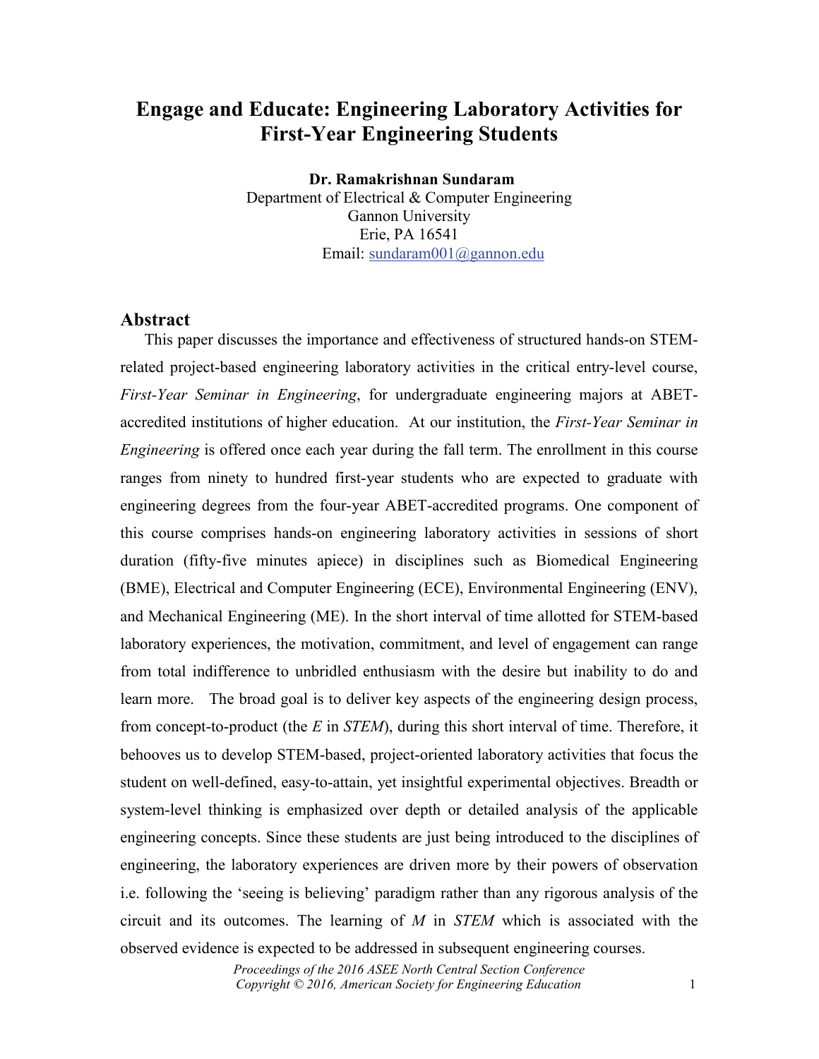# Engage and Educate: Engineering Laboratory Activities for First-Year Engineering Students

**Dr. Ramakrishnan Sundaram**
Department of Electrical & Computer Engineering
Gannon University
Erie, PA 16541
Email: sundaram001@gannon.edu

## Abstract

This paper discusses the importance and effectiveness of structured hands-on STEM-related project-based engineering laboratory activities in the critical entry-level course, *First-Year Seminar in Engineering*, for undergraduate engineering majors at ABET-accredited institutions of higher education. At our institution, the *First-Year Seminar in Engineering* is offered once each year during the fall term. The enrollment in this course ranges from ninety to hundred first-year students who are expected to graduate with engineering degrees from the four-year ABET-accredited programs. One component of this course comprises hands-on engineering laboratory activities in sessions of short duration (fifty-five minutes apiece) in disciplines such as Biomedical Engineering (BME), Electrical and Computer Engineering (ECE), Environmental Engineering (ENV), and Mechanical Engineering (ME). In the short interval of time allotted for STEM-based laboratory experiences, the motivation, commitment, and level of engagement can range from total indifference to unbridled enthusiasm with the desire but inability to do and learn more. The broad goal is to deliver key aspects of the engineering design process, from concept-to-product (the *E* in *STEM*), during this short interval of time. Therefore, it behooves us to develop STEM-based, project-oriented laboratory activities that focus the student on well-defined, easy-to-attain, yet insightful experimental objectives. Breadth or system-level thinking is emphasized over depth or detailed analysis of the applicable engineering concepts. Since these students are just being introduced to the disciplines of engineering, the laboratory experiences are driven more by their powers of observation i.e. following the 'seeing is believing' paradigm rather than any rigorous analysis of the circuit and its outcomes. The learning of *M* in *STEM* which is associated with the observed evidence is expected to be addressed in subsequent engineering courses.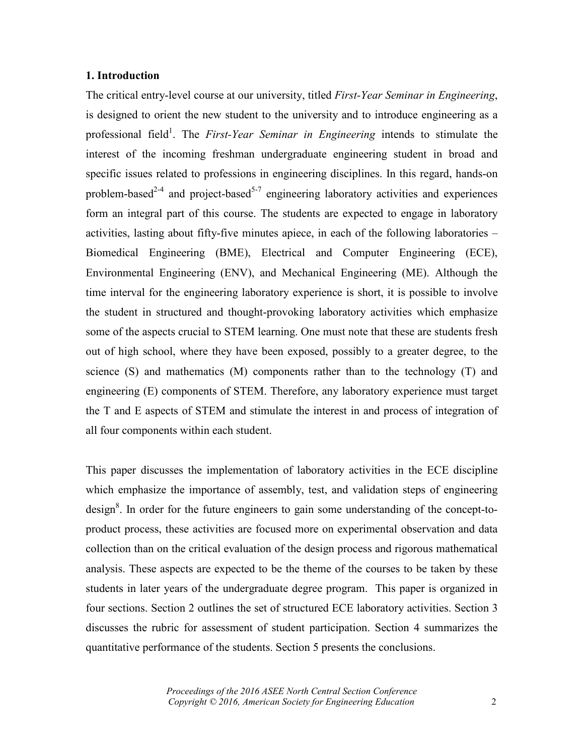## 1. Introduction

The critical entry-level course at our university, titled *First-Year Seminar in Engineering*, is designed to orient the new student to the university and to introduce engineering as a professional field[1]. The *First-Year Seminar in Engineering* intends to stimulate the interest of the incoming freshman undergraduate engineering student in broad and specific issues related to professions in engineering disciplines. In this regard, hands-on problem-based[2-4] and project-based[5-7] engineering laboratory activities and experiences form an integral part of this course. The students are expected to engage in laboratory activities, lasting about fifty-five minutes apiece, in each of the following laboratories – Biomedical Engineering (BME), Electrical and Computer Engineering (ECE), Environmental Engineering (ENV), and Mechanical Engineering (ME). Although the time interval for the engineering laboratory experience is short, it is possible to involve the student in structured and thought-provoking laboratory activities which emphasize some of the aspects crucial to STEM learning. One must note that these are students fresh out of high school, where they have been exposed, possibly to a greater degree, to the science (S) and mathematics (M) components rather than to the technology (T) and engineering (E) components of STEM. Therefore, any laboratory experience must target the T and E aspects of STEM and stimulate the interest in and process of integration of all four components within each student.

This paper discusses the implementation of laboratory activities in the ECE discipline which emphasize the importance of assembly, test, and validation steps of engineering design[8]. In order for the future engineers to gain some understanding of the concept-to-product process, these activities are focused more on experimental observation and data collection than on the critical evaluation of the design process and rigorous mathematical analysis. These aspects are expected to be the theme of the courses to be taken by these students in later years of the undergraduate degree program. This paper is organized in four sections. Section 2 outlines the set of structured ECE laboratory activities. Section 3 discusses the rubric for assessment of student participation. Section 4 summarizes the quantitative performance of the students. Section 5 presents the conclusions.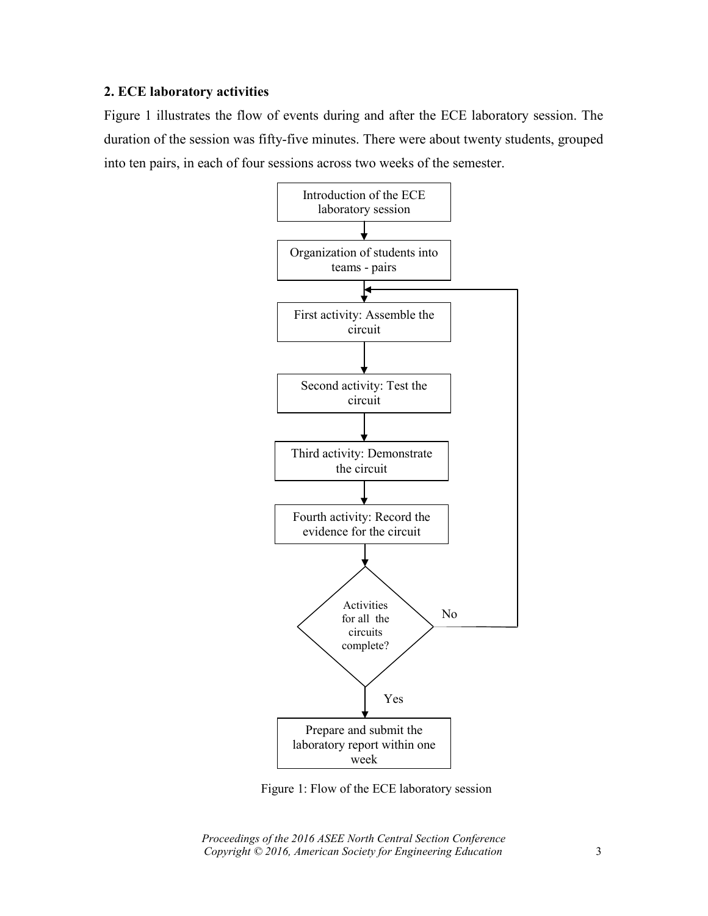## 2. ECE laboratory activities

Figure 1 illustrates the flow of events during and after the ECE laboratory session. The duration of the session was fifty-five minutes. There were about twenty students, grouped into ten pairs, in each of four sessions across two weeks of the semester.

Introduction of the ECE laboratory session

Organization of students into teams - pairs

First activity: Assemble the circuit

Second activity: Test the circuit

Third activity: Demonstrate the circuit

Fourth activity: Record the evidence for the circuit

Activities for all the circuits complete?

No

Yes

Prepare and submit the laboratory report within one week

Figure 1: Flow of the ECE laboratory session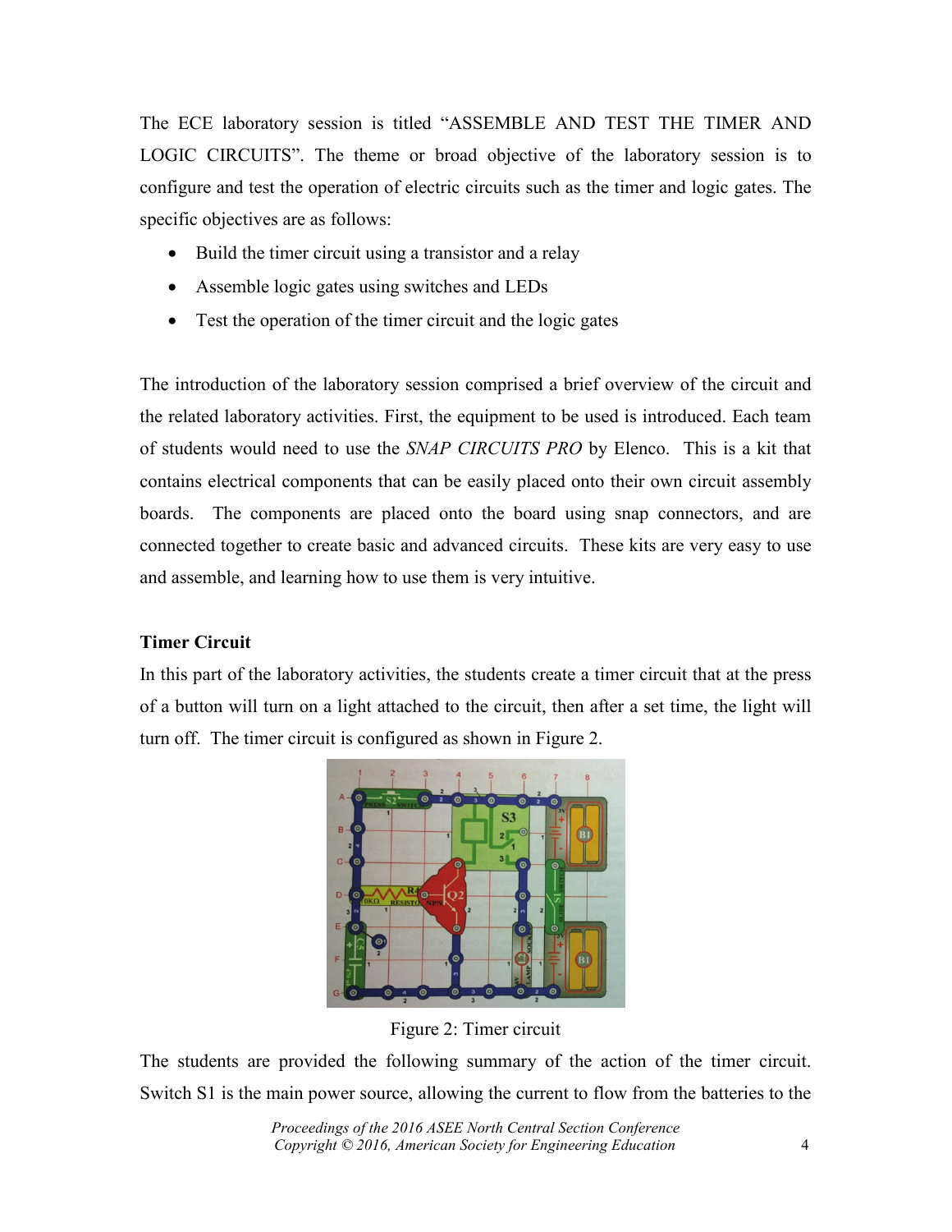The ECE laboratory session is titled "ASSEMBLE AND TEST THE TIMER AND LOGIC CIRCUITS". The theme or broad objective of the laboratory session is to configure and test the operation of electric circuits such as the timer and logic gates. The specific objectives are as follows:

- Build the timer circuit using a transistor and a relay
- Assemble logic gates using switches and LEDs
- Test the operation of the timer circuit and the logic gates

The introduction of the laboratory session comprised a brief overview of the circuit and the related laboratory activities. First, the equipment to be used is introduced. Each team of students would need to use the *SNAP CIRCUITS PRO* by Elenco. This is a kit that contains electrical components that can be easily placed onto their own circuit assembly boards. The components are placed onto the board using snap connectors, and are connected together to create basic and advanced circuits. These kits are very easy to use and assemble, and learning how to use them is very intuitive.

**Timer Circuit**

In this part of the laboratory activities, the students create a timer circuit that at the press of a button will turn on a light attached to the circuit, then after a set time, the light will turn off. The timer circuit is configured as shown in Figure 2.

Figure 2: Timer circuit

The students are provided the following summary of the action of the timer circuit. Switch S1 is the main power source, allowing the current to flow from the batteries to the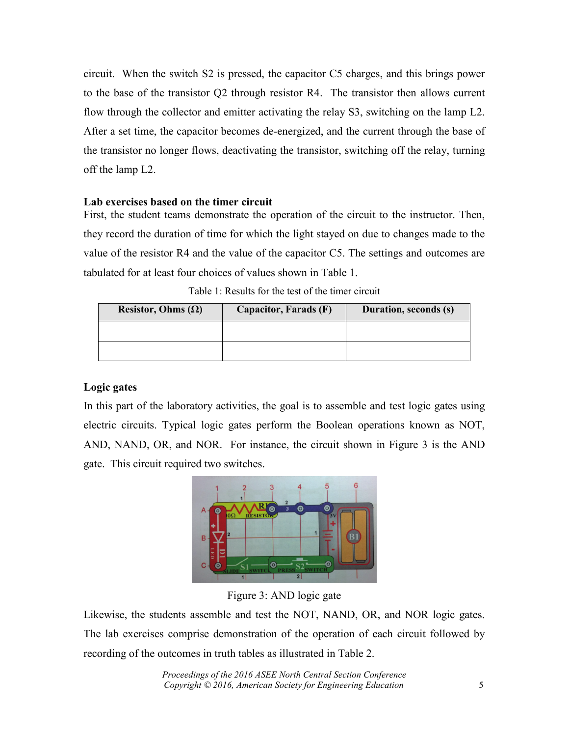circuit. When the switch S2 is pressed, the capacitor C5 charges, and this brings power to the base of the transistor Q2 through resistor R4. The transistor then allows current flow through the collector and emitter activating the relay S3, switching on the lamp L2. After a set time, the capacitor becomes de-energized, and the current through the base of the transistor no longer flows, deactivating the transistor, switching off the relay, turning off the lamp L2.

**Lab exercises based on the timer circuit**

First, the student teams demonstrate the operation of the circuit to the instructor. Then, they record the duration of time for which the light stayed on due to changes made to the value of the resistor R4 and the value of the capacitor C5. The settings and outcomes are tabulated for at least four choices of values shown in Table 1.

Table 1: Results for the test of the timer circuit

| Resistor, Ohms (Ω) | Capacitor, Farads (F) | Duration, seconds (s) |
|---|---|---|
| | | |
| | | |

**Logic gates**

In this part of the laboratory activities, the goal is to assemble and test logic gates using electric circuits. Typical logic gates perform the Boolean operations known as NOT, AND, NAND, OR, and NOR. For instance, the circuit shown in Figure 3 is the AND gate. This circuit required two switches.

Figure 3: AND logic gate

Likewise, the students assemble and test the NOT, NAND, OR, and NOR logic gates. The lab exercises comprise demonstration of the operation of each circuit followed by recording of the outcomes in truth tables as illustrated in Table 2.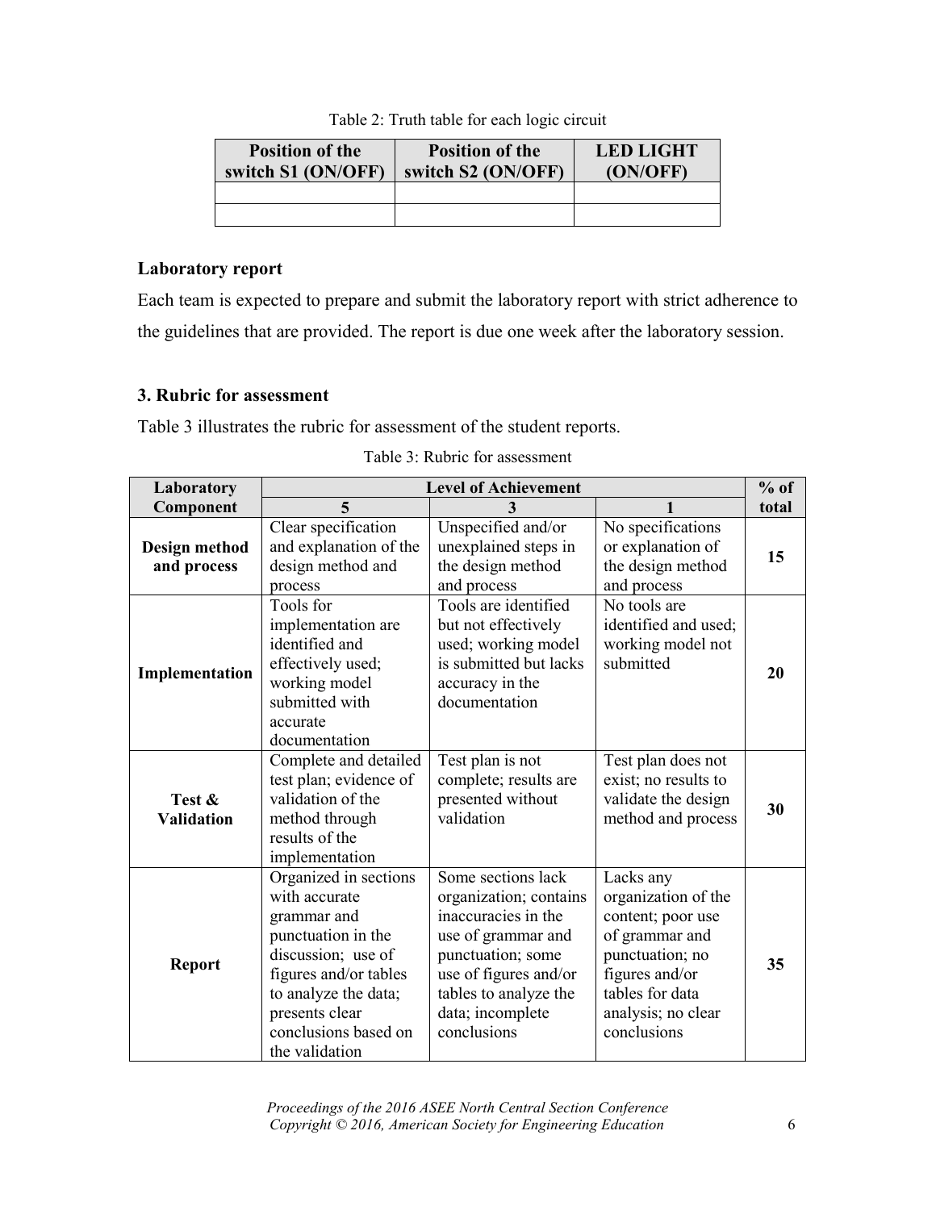Table 2: Truth table for each logic circuit

| Position of the switch S1 (ON/OFF) | Position of the switch S2 (ON/OFF) | LED LIGHT (ON/OFF) |
|---|---|---|
| | | |
| | | |

### Laboratory report

Each team is expected to prepare and submit the laboratory report with strict adherence to the guidelines that are provided. The report is due one week after the laboratory session.

### 3. Rubric for assessment

Table 3 illustrates the rubric for assessment of the student reports.

Table 3: Rubric for assessment

| Laboratory Component | Level of Achievement | | | % of total |
|---|---|---|---|---|
| | 5 | 3 | 1 | |
| **Design method and process** | Clear specification and explanation of the design method and process | Unspecified and/or unexplained steps in the design method and process | No specifications or explanation of the design method and process | 15 |
| **Implementation** | Tools for implementation are identified and effectively used; working model submitted with accurate documentation | Tools are identified but not effectively used; working model is submitted but lacks accuracy in the documentation | No tools are identified and used; working model not submitted | 20 |
| **Test & Validation** | Complete and detailed test plan; evidence of validation of the method through results of the implementation | Test plan is not complete; results are presented without validation | Test plan does not exist; no results to validate the design method and process | 30 |
| **Report** | Organized in sections with accurate grammar and punctuation in the discussion; use of figures and/or tables to analyze the data; presents clear conclusions based on the validation | Some sections lack organization; contains inaccuracies in the use of grammar and punctuation; some use of figures and/or tables to analyze the data; incomplete conclusions | Lacks any organization of the content; poor use of grammar and punctuation; no figures and/or tables for data analysis; no clear conclusions | 35 |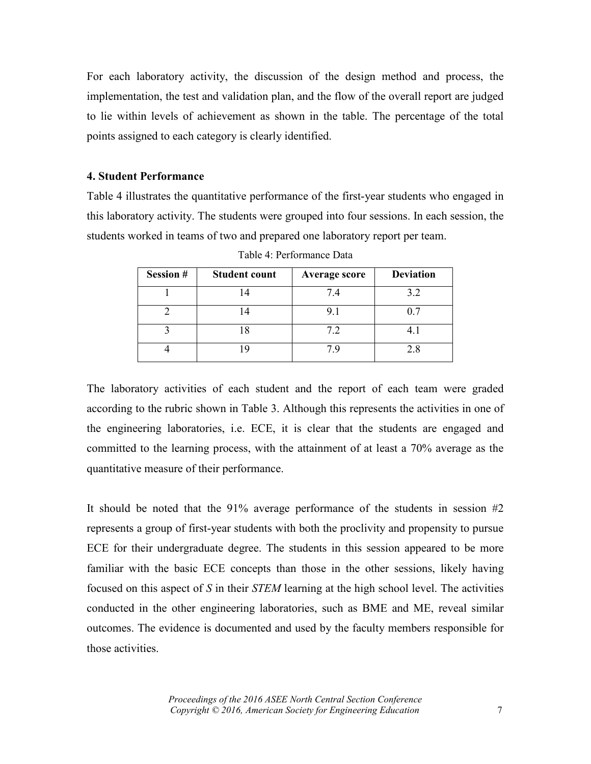For each laboratory activity, the discussion of the design method and process, the implementation, the test and validation plan, and the flow of the overall report are judged to lie within levels of achievement as shown in the table. The percentage of the total points assigned to each category is clearly identified.

### 4. Student Performance

Table 4 illustrates the quantitative performance of the first-year students who engaged in this laboratory activity. The students were grouped into four sessions. In each session, the students worked in teams of two and prepared one laboratory report per team.

Table 4: Performance Data

| Session # | Student count | Average score | Deviation |
|---|---|---|---|
| 1 | 14 | 7.4 | 3.2 |
| 2 | 14 | 9.1 | 0.7 |
| 3 | 18 | 7.2 | 4.1 |
| 4 | 19 | 7.9 | 2.8 |

The laboratory activities of each student and the report of each team were graded according to the rubric shown in Table 3. Although this represents the activities in one of the engineering laboratories, i.e. ECE, it is clear that the students are engaged and committed to the learning process, with the attainment of at least a 70% average as the quantitative measure of their performance.

It should be noted that the 91% average performance of the students in session #2 represents a group of first-year students with both the proclivity and propensity to pursue ECE for their undergraduate degree. The students in this session appeared to be more familiar with the basic ECE concepts than those in the other sessions, likely having focused on this aspect of *S* in their *STEM* learning at the high school level. The activities conducted in the other engineering laboratories, such as BME and ME, reveal similar outcomes. The evidence is documented and used by the faculty members responsible for those activities.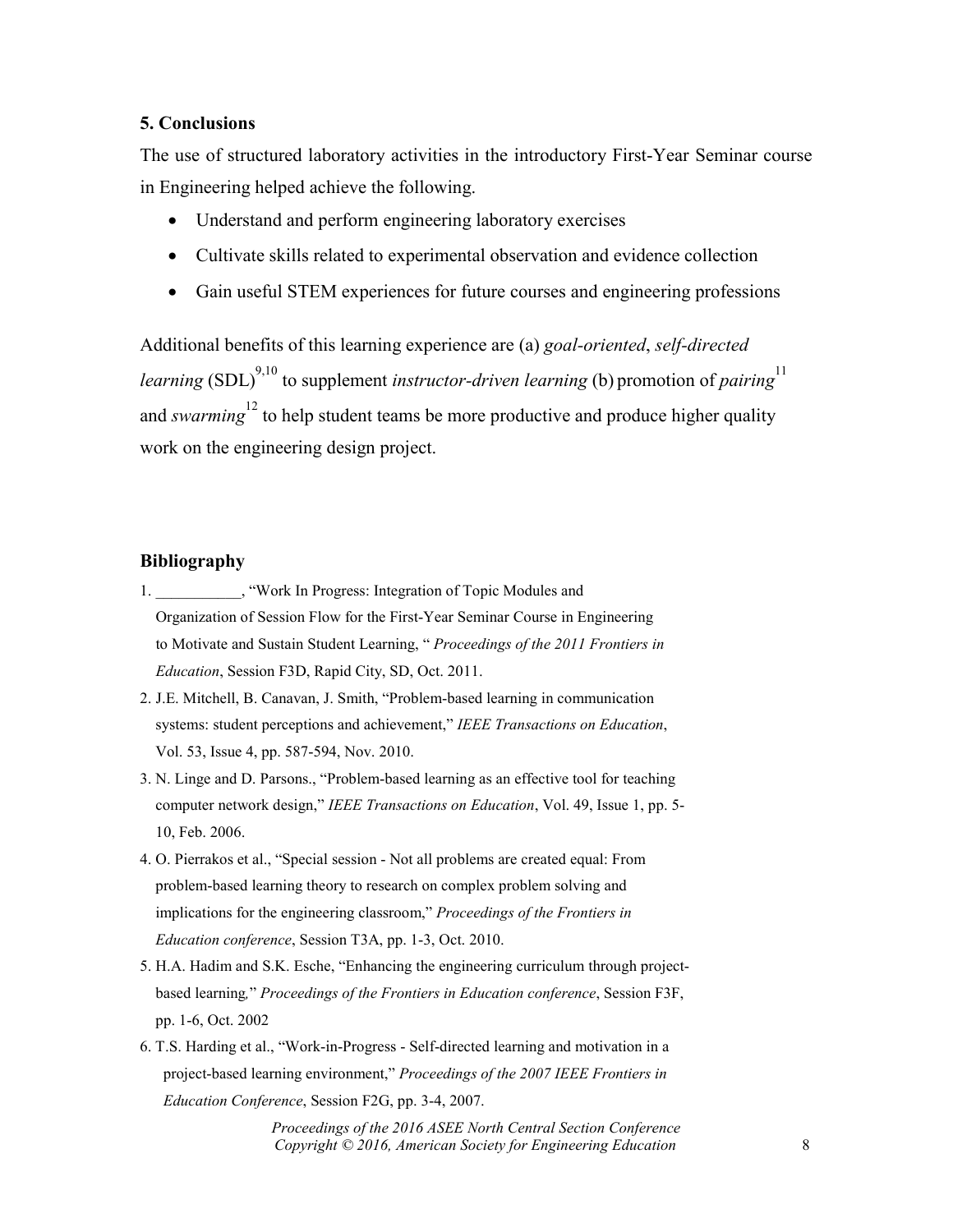## 5. Conclusions

The use of structured laboratory activities in the introductory First-Year Seminar course in Engineering helped achieve the following.

- Understand and perform engineering laboratory exercises
- Cultivate skills related to experimental observation and evidence collection
- Gain useful STEM experiences for future courses and engineering professions

Additional benefits of this learning experience are (a) *goal-oriented*, *self-directed learning* (SDL)[9,10] to supplement *instructor-driven learning* (b) promotion of *pairing*[11] and *swarming*[12] to help student teams be more productive and produce higher quality work on the engineering design project.

## Bibliography

1. ___________, "Work In Progress: Integration of Topic Modules and Organization of Session Flow for the First-Year Seminar Course in Engineering to Motivate and Sustain Student Learning, " *Proceedings of the 2011 Frontiers in Education*, Session F3D, Rapid City, SD, Oct. 2011.
2. J.E. Mitchell, B. Canavan, J. Smith, "Problem-based learning in communication systems: student perceptions and achievement," *IEEE Transactions on Education*, Vol. 53, Issue 4, pp. 587-594, Nov. 2010.
3. N. Linge and D. Parsons., "Problem-based learning as an effective tool for teaching computer network design," *IEEE Transactions on Education*, Vol. 49, Issue 1, pp. 5-10, Feb. 2006.
4. O. Pierrakos et al., "Special session - Not all problems are created equal: From problem-based learning theory to research on complex problem solving and implications for the engineering classroom," *Proceedings of the Frontiers in Education conference*, Session T3A, pp. 1-3, Oct. 2010.
5. H.A. Hadim and S.K. Esche, "Enhancing the engineering curriculum through project-based learning*,*" *Proceedings of the Frontiers in Education conference*, Session F3F, pp. 1-6, Oct. 2002
6. T.S. Harding et al., "Work-in-Progress - Self-directed learning and motivation in a project-based learning environment," *Proceedings of the 2007 IEEE Frontiers in Education Conference*, Session F2G, pp. 3-4, 2007.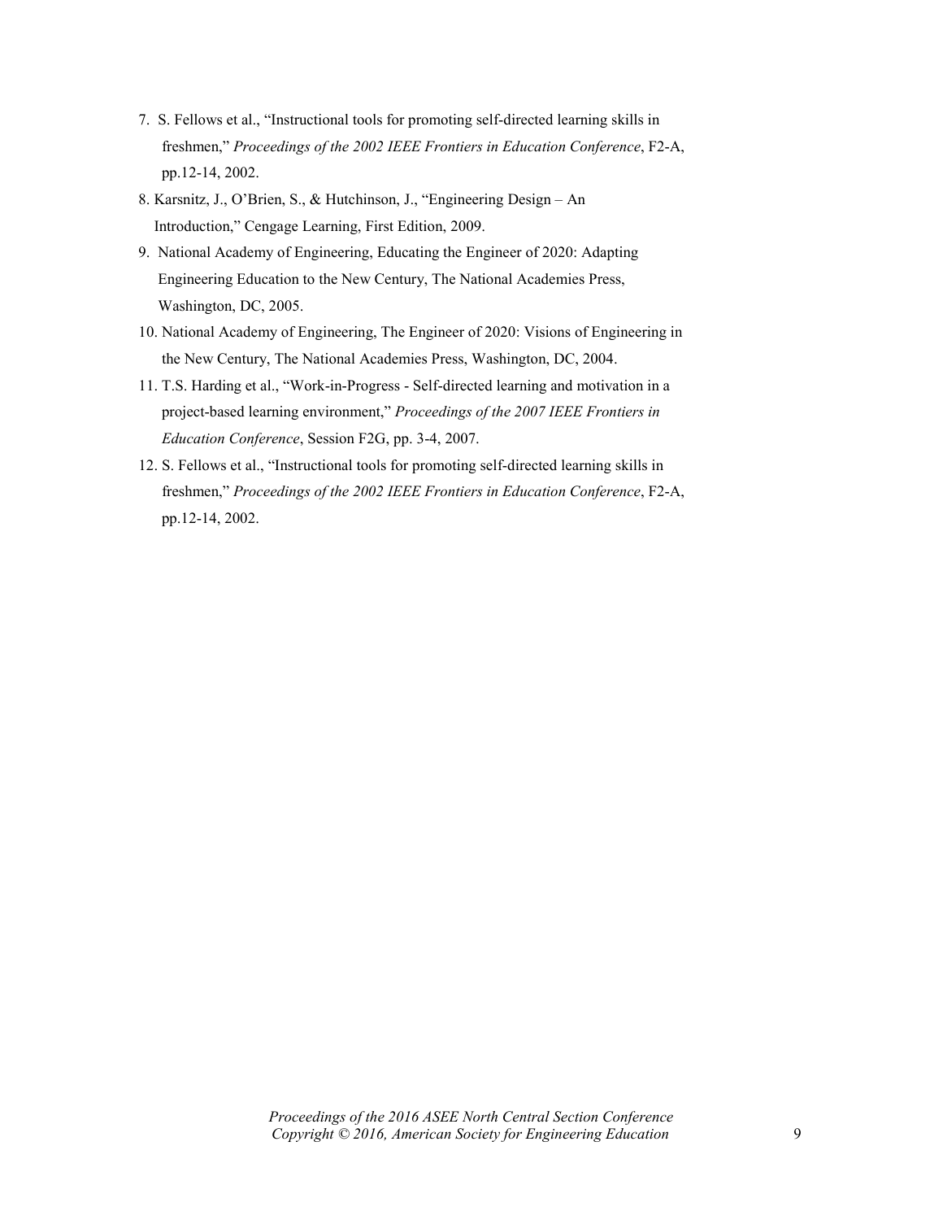7. S. Fellows et al., "Instructional tools for promoting self-directed learning skills in freshmen," *Proceedings of the 2002 IEEE Frontiers in Education Conference*, F2-A, pp.12-14, 2002.
8. Karsnitz, J., O'Brien, S., & Hutchinson, J., "Engineering Design – An Introduction," Cengage Learning, First Edition, 2009.
9. National Academy of Engineering, Educating the Engineer of 2020: Adapting Engineering Education to the New Century, The National Academies Press, Washington, DC, 2005.
10. National Academy of Engineering, The Engineer of 2020: Visions of Engineering in the New Century, The National Academies Press, Washington, DC, 2004.
11. T.S. Harding et al., "Work-in-Progress - Self-directed learning and motivation in a project-based learning environment," *Proceedings of the 2007 IEEE Frontiers in Education Conference*, Session F2G, pp. 3-4, 2007.
12. S. Fellows et al., "Instructional tools for promoting self-directed learning skills in freshmen," *Proceedings of the 2002 IEEE Frontiers in Education Conference*, F2-A, pp.12-14, 2002.